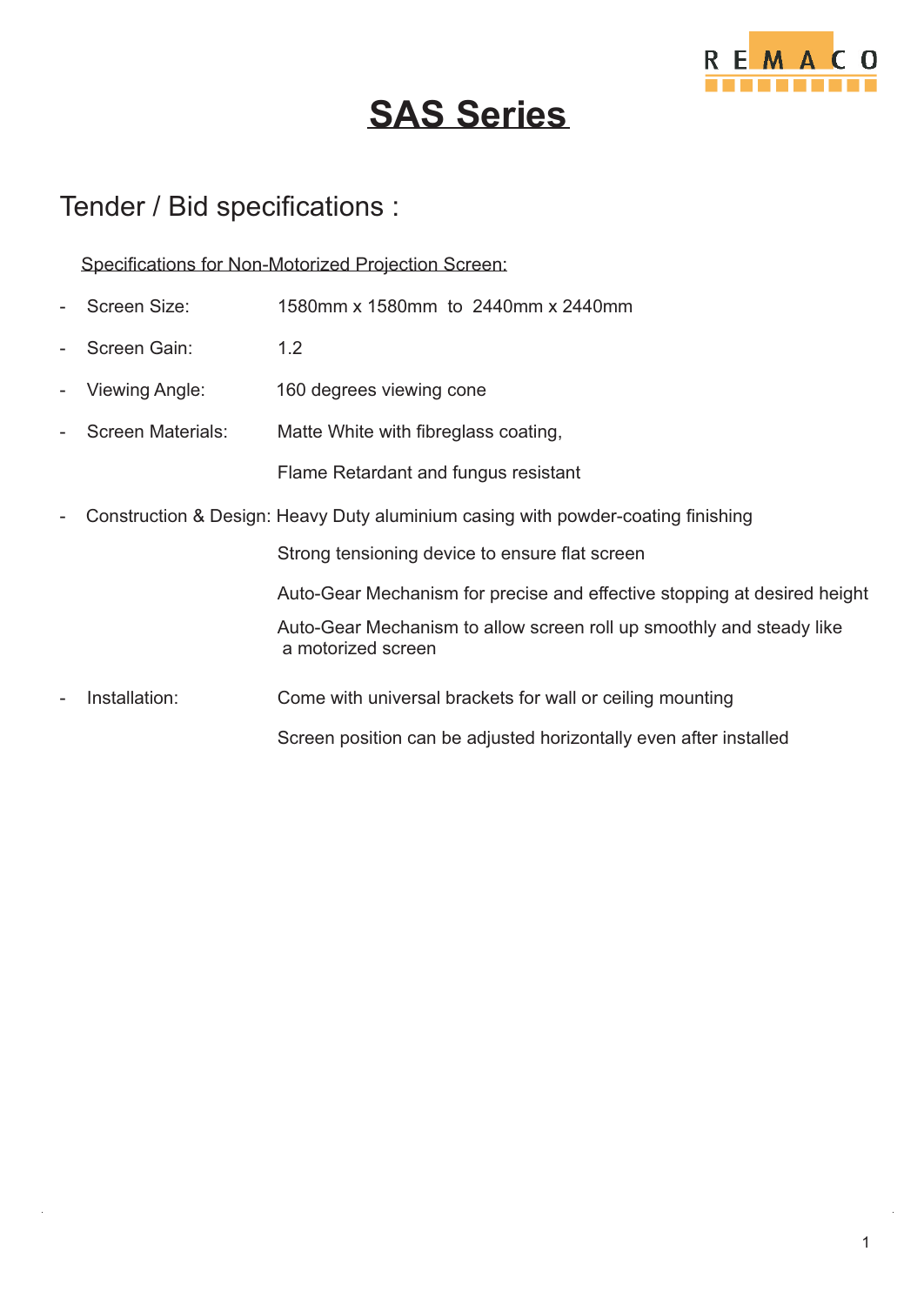# SAS Series

## Tender / Bid specifications :

Specifications for Non-Motorized Projection Screen:

- Screen Size: 1580mm x 1580mm to 2440mm x 2440mm
- Screen Gain: 1.2
- Viewing Angle: 160 degrees viewing cone
- Screen Materials: Matte White with fibreglass coating,

  Flame Retardant and fungus resistant
- Construction & Design: Heavy Duty aluminium casing with powder-coating finishing

  Strong tensioning device to ensure flat screen

  Auto-Gear Mechanism for precise and effective stopping at desired height

  Auto-Gear Mechanism to allow screen roll up smoothly and steady like a motorized screen
- Installation: Come with universal brackets for wall or ceiling mounting

  Screen position can be adjusted horizontally even after installed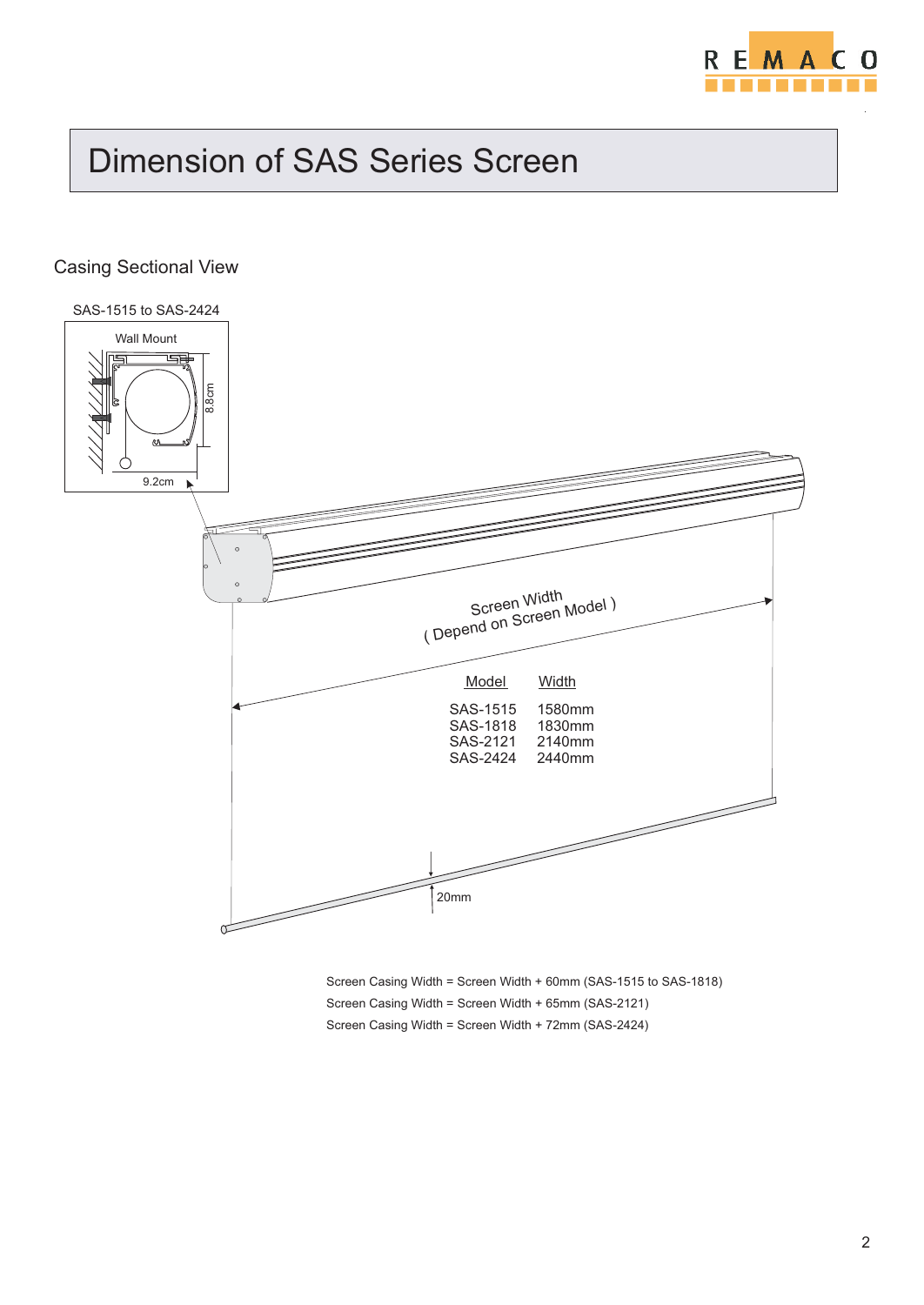# Dimension of SAS Series Screen

## Casing Sectional View

SAS-1515 to SAS-2424

Wall Mount

8.8cm

9.2cm

Screen Width
( Depend on Screen Model )

| Model | Width |
|---|---|
| SAS-1515 | 1580mm |
| SAS-1818 | 1830mm |
| SAS-2121 | 2140mm |
| SAS-2424 | 2440mm |

20mm

Screen Casing Width = Screen Width + 60mm (SAS-1515 to SAS-1818)

Screen Casing Width = Screen Width + 65mm (SAS-2121)

Screen Casing Width = Screen Width + 72mm (SAS-2424)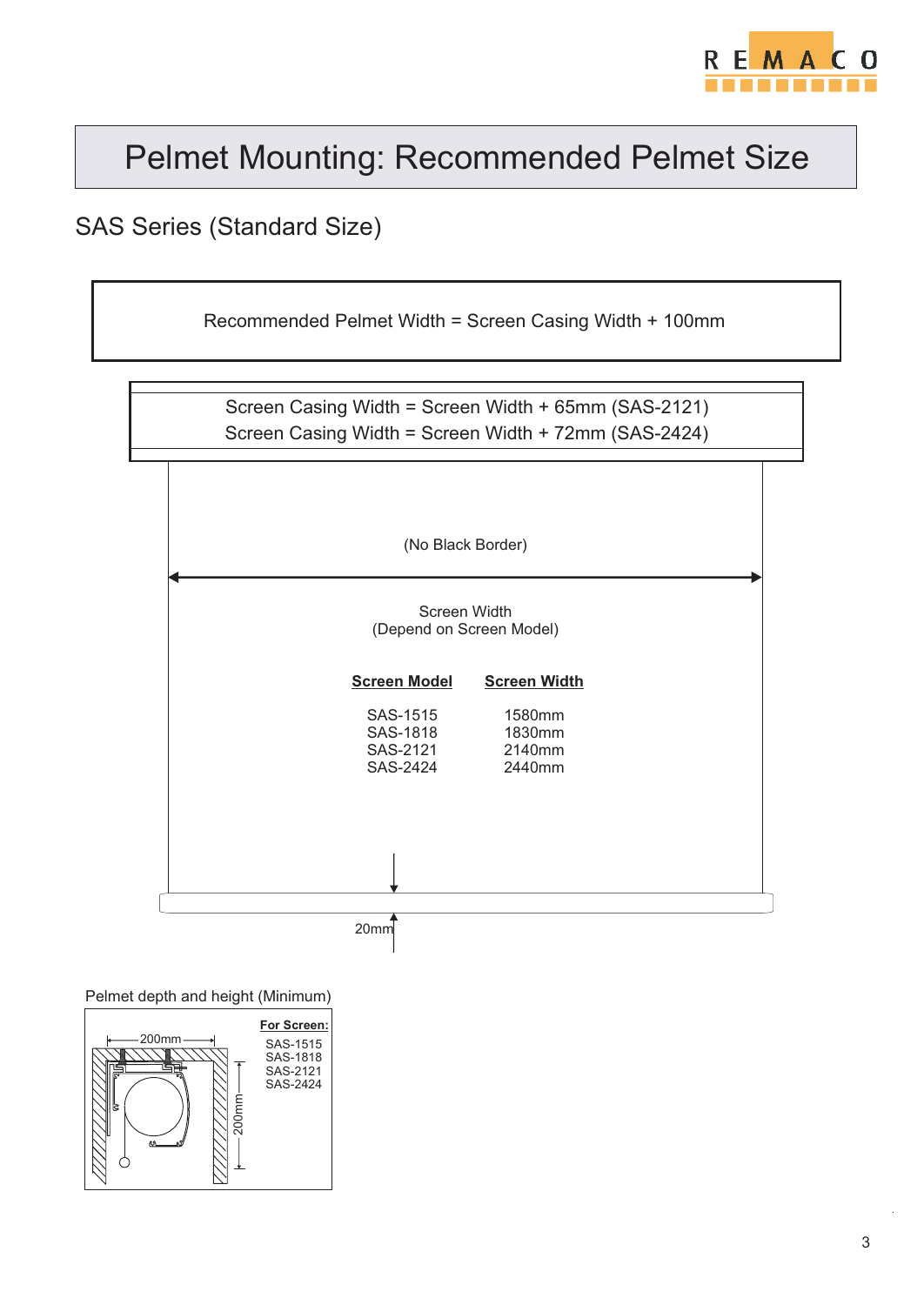# Pelmet Mounting: Recommended Pelmet Size

## SAS Series (Standard Size)

Recommended Pelmet Width = Screen Casing Width + 100mm

Screen Casing Width = Screen Width + 65mm (SAS-2121)
Screen Casing Width = Screen Width + 72mm (SAS-2424)

(No Black Border)

Screen Width
(Depend on Screen Model)

| Screen Model | Screen Width |
|---|---|
| SAS-1515 | 1580mm |
| SAS-1818 | 1830mm |
| SAS-2121 | 2140mm |
| SAS-2424 | 2440mm |

20mm

Pelmet depth and height (Minimum)

200mm

200mm

**For Screen:**
SAS-1515
SAS-1818
SAS-2121
SAS-2424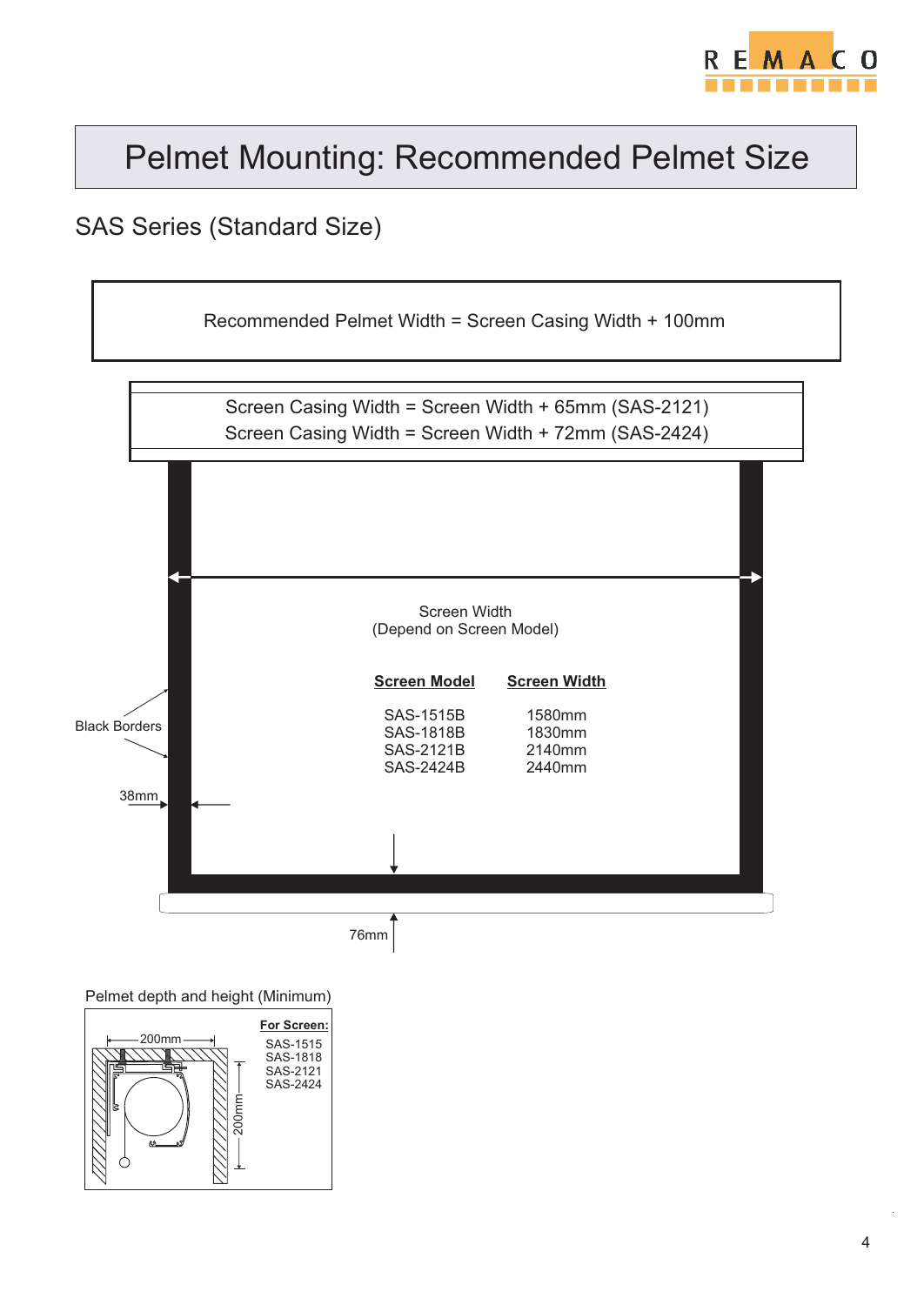# Pelmet Mounting: Recommended Pelmet Size

## SAS Series (Standard Size)

Recommended Pelmet Width = Screen Casing Width + 100mm

Screen Casing Width = Screen Width + 65mm (SAS-2121)
Screen Casing Width = Screen Width + 72mm (SAS-2424)

Screen Width
(Depend on Screen Model)

| Screen Model | Screen Width |
|---|---|
| SAS-1515B | 1580mm |
| SAS-1818B | 1830mm |
| SAS-2121B | 2140mm |
| SAS-2424B | 2440mm |

Black Borders

38mm

76mm

Pelmet depth and height (Minimum)

200mm

200mm

**For Screen:**
SAS-1515
SAS-1818
SAS-2121
SAS-2424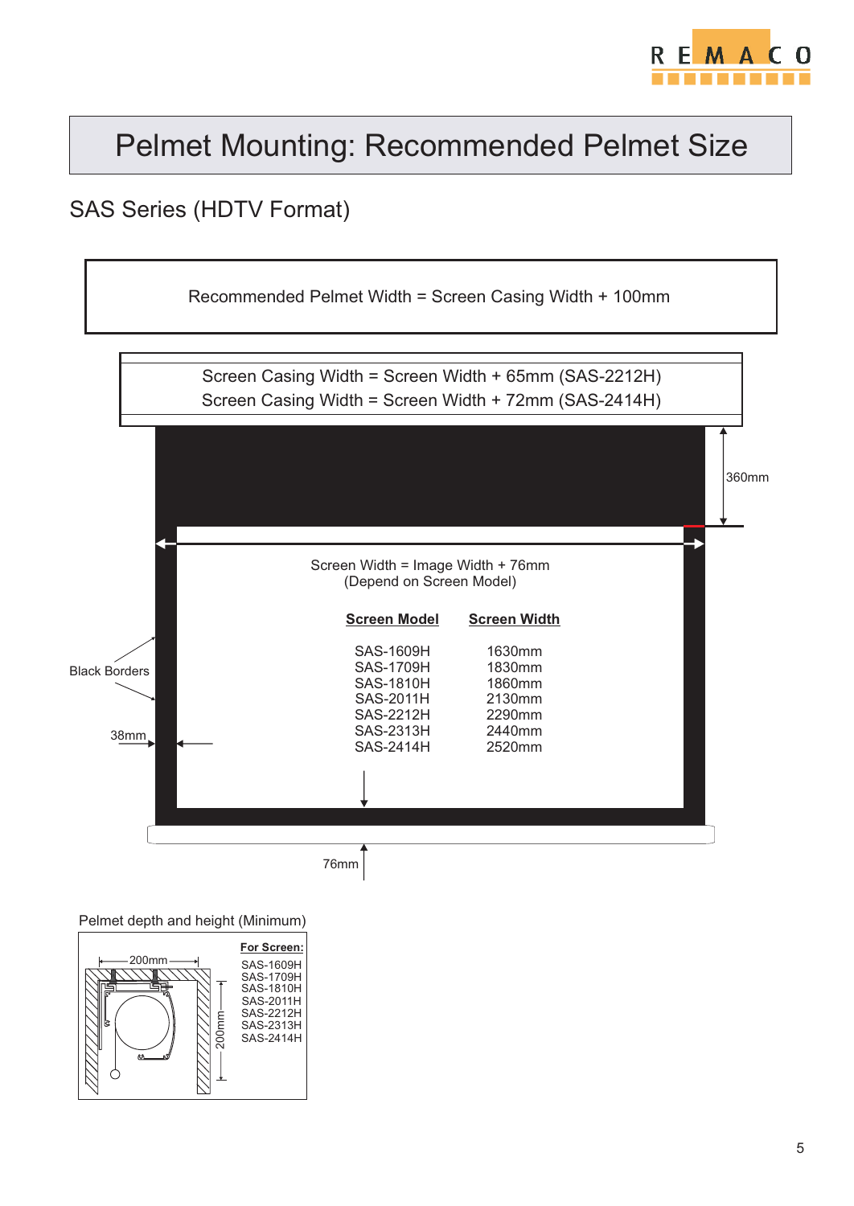# Pelmet Mounting: Recommended Pelmet Size

## SAS Series (HDTV Format)

Recommended Pelmet Width = Screen Casing Width + 100mm

Screen Casing Width = Screen Width + 65mm (SAS-2212H)
Screen Casing Width = Screen Width + 72mm (SAS-2414H)

360mm

Screen Width = Image Width + 76mm
(Depend on Screen Model)

| Screen Model | Screen Width |
|---|---|
| SAS-1609H | 1630mm |
| SAS-1709H | 1830mm |
| SAS-1810H | 1860mm |
| SAS-2011H | 2130mm |
| SAS-2212H | 2290mm |
| SAS-2313H | 2440mm |
| SAS-2414H | 2520mm |

Black Borders

38mm

76mm

Pelmet depth and height (Minimum)

200mm

200mm

**For Screen:**
SAS-1609H
SAS-1709H
SAS-1810H
SAS-2011H
SAS-2212H
SAS-2313H
SAS-2414H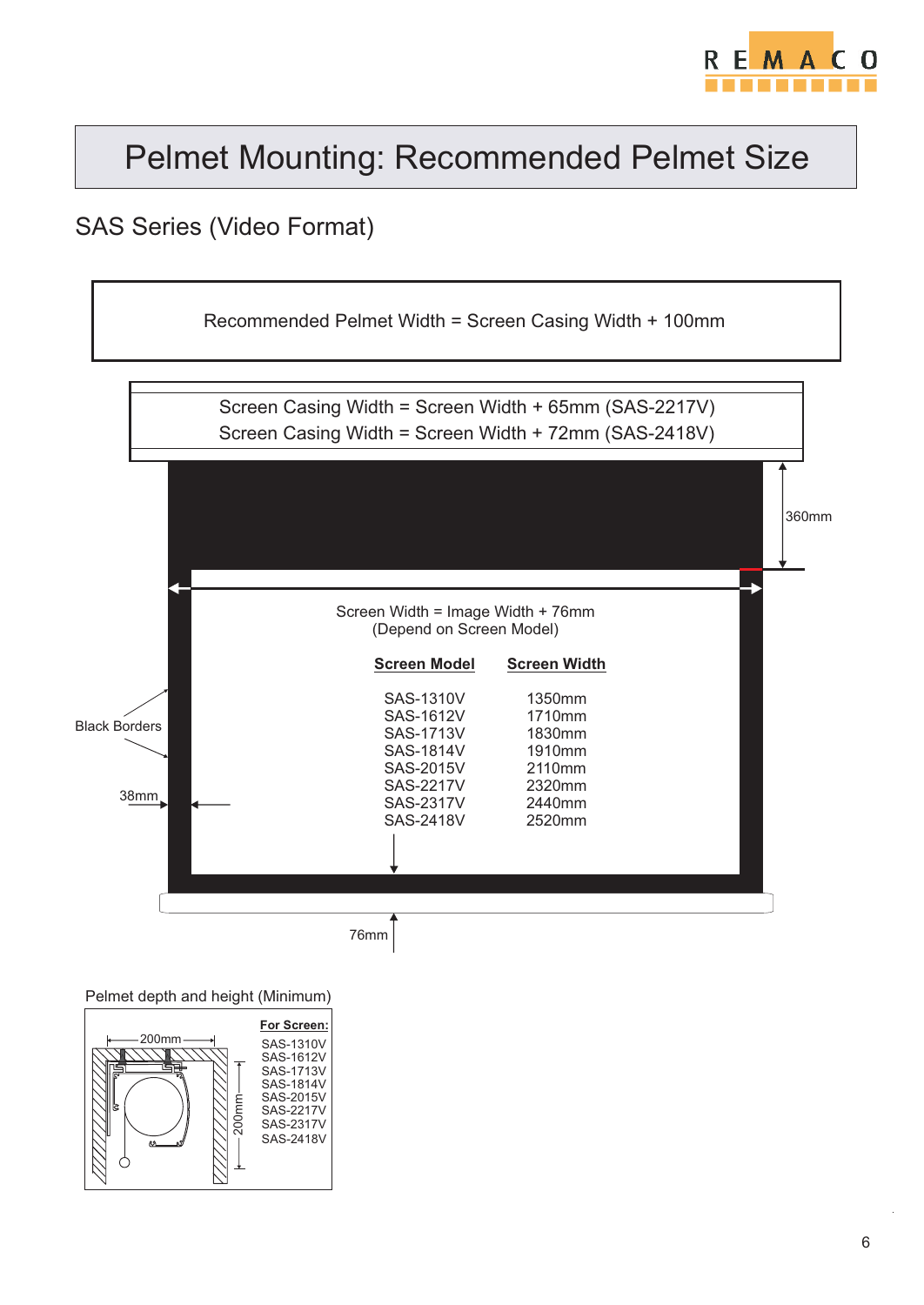# Pelmet Mounting: Recommended Pelmet Size

## SAS Series (Video Format)

Recommended Pelmet Width = Screen Casing Width + 100mm

Screen Casing Width = Screen Width + 65mm (SAS-2217V)
Screen Casing Width = Screen Width + 72mm (SAS-2418V)

360mm

Screen Width = Image Width + 76mm
(Depend on Screen Model)

| Screen Model | Screen Width |
|---|---|
| SAS-1310V | 1350mm |
| SAS-1612V | 1710mm |
| SAS-1713V | 1830mm |
| SAS-1814V | 1910mm |
| SAS-2015V | 2110mm |
| SAS-2217V | 2320mm |
| SAS-2317V | 2440mm |
| SAS-2418V | 2520mm |

Black Borders

38mm

76mm

Pelmet depth and height (Minimum)

200mm

200mm

**For Screen:**
SAS-1310V
SAS-1612V
SAS-1713V
SAS-1814V
SAS-2015V
SAS-2217V
SAS-2317V
SAS-2418V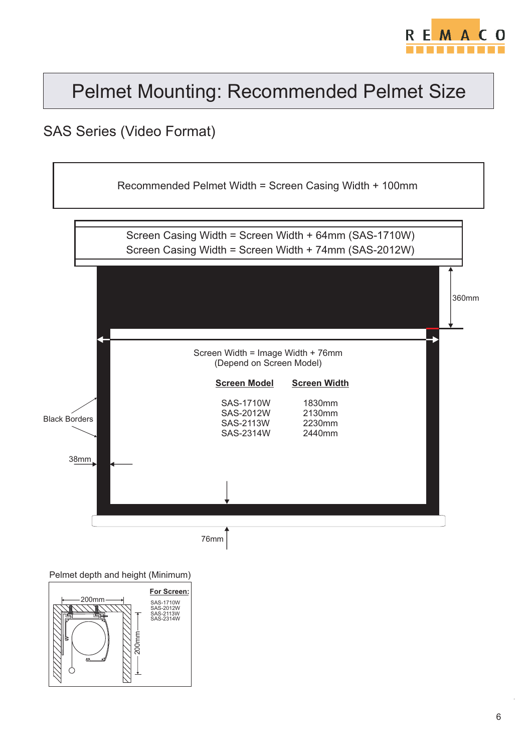# Pelmet Mounting: Recommended Pelmet Size

## SAS Series (Video Format)

Recommended Pelmet Width = Screen Casing Width + 100mm

Screen Casing Width = Screen Width + 64mm (SAS-1710W)
Screen Casing Width = Screen Width + 74mm (SAS-2012W)

360mm

Screen Width = Image Width + 76mm
(Depend on Screen Model)

| Screen Model | Screen Width |
|---|---|
| SAS-1710W | 1830mm |
| SAS-2012W | 2130mm |
| SAS-2113W | 2230mm |
| SAS-2314W | 2440mm |

Black Borders

38mm

76mm

Pelmet depth and height (Minimum)

200mm

200mm

**For Screen:**
SAS-1710W
SAS-2012W
SAS-2113W
SAS-2314W